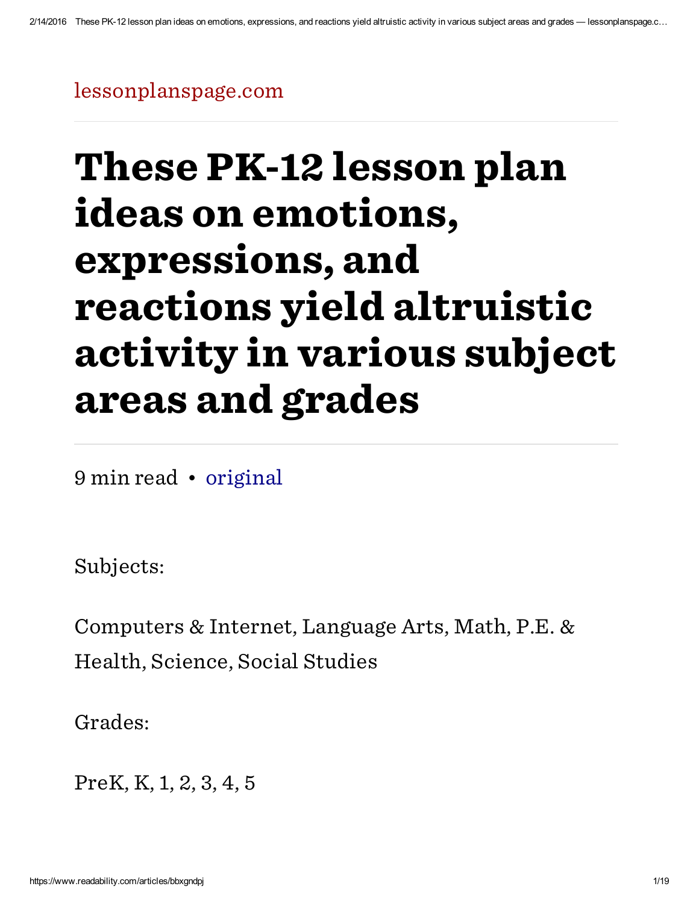lessonplanspage.com

# These PK-12 lesson plan ideas on emotions, expressions, and reactions yield altruistic activity in various subject areas and grades

9 min read • original

Subjects:

Computers & Internet, Language Arts, Math, P.E. & Health, Science, Social Studies

Grades:

PreK, K, 1, 2, 3, 4, 5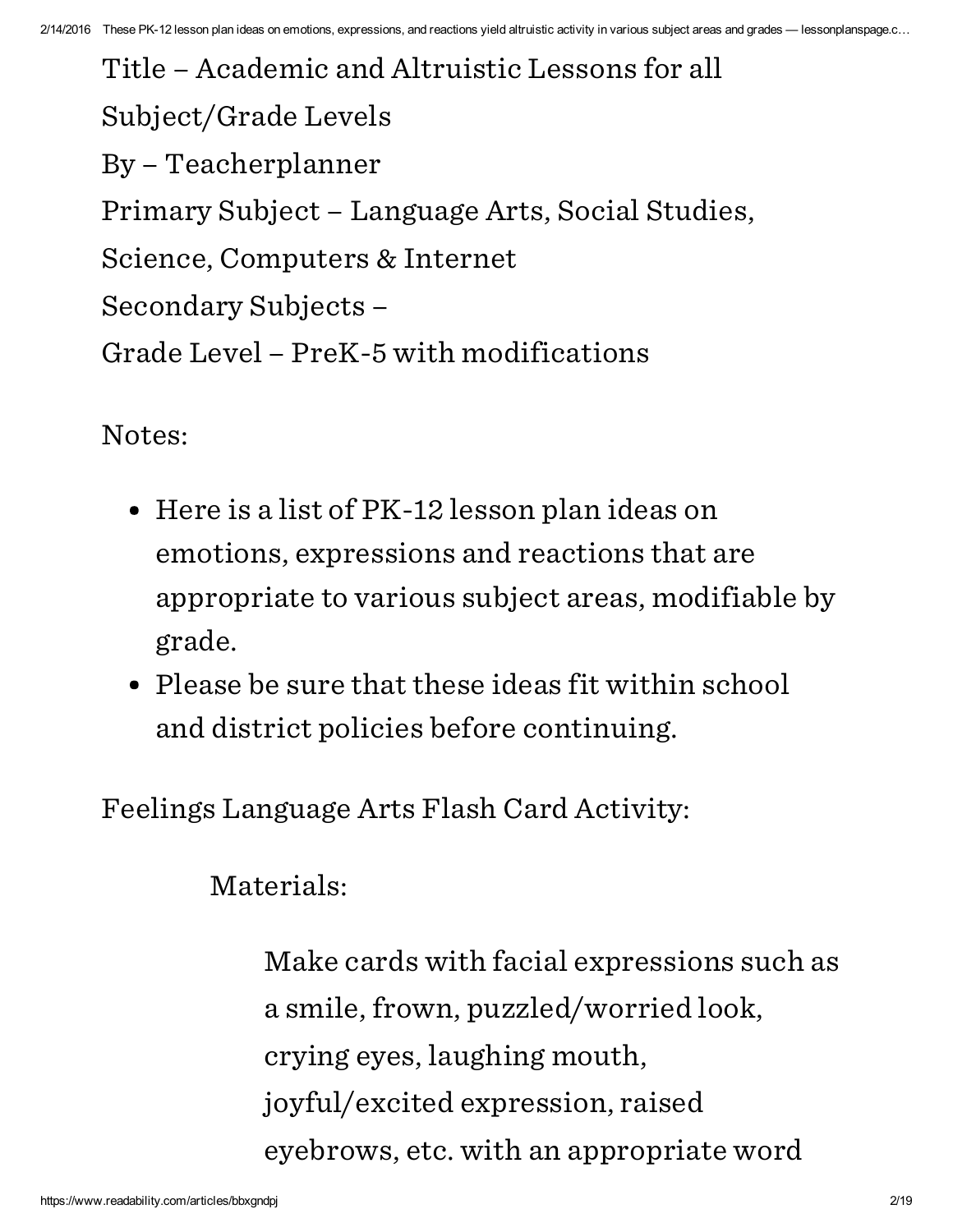Title – Academic and Altruistic Lessons for all Subject/Grade Levels

By – Teacherplanner

Primary Subject – Language Arts, Social Studies, Science, Computers & Internet

Secondary Subjects –

Grade Level – PreK-5 with modifications

Notes:

- Here is a list of PK-12 lesson plan ideas on emotions, expressions and reactions that are appropriate to various subject areas, modifiable by grade.
- Please be sure that these ideas fit within school and district policies before continuing.

Feelings Language Arts Flash Card Activity:

Materials:

Make cards with facial expressions such as a smile, frown, puzzled/worried look, crying eyes, laughing mouth, joyful/excited expression, raised eyebrows, etc. with an appropriate word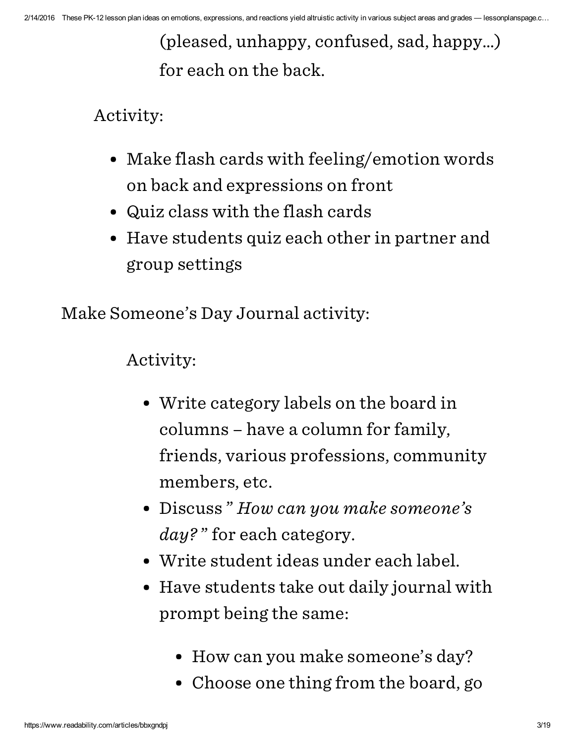(pleased, unhappy, confused, sad, happy…) for each on the back.

Activity:

- Make flash cards with feeling/emotion words on back and expressions on front
- Quiz class with the flash cards
- Have students quiz each other in partner and group settings

Make Someone's Day Journal activity:

Activity:

- Write category labels on the board in columns – have a column for family, friends, various professions, community members, etc.
- Discuss *" How can you make someone's day? "* for each category.
- Write student ideas under each label.
- Have students take out daily journal with prompt being the same:
  - How can you make someone's day?
  - Choose one thing from the board, go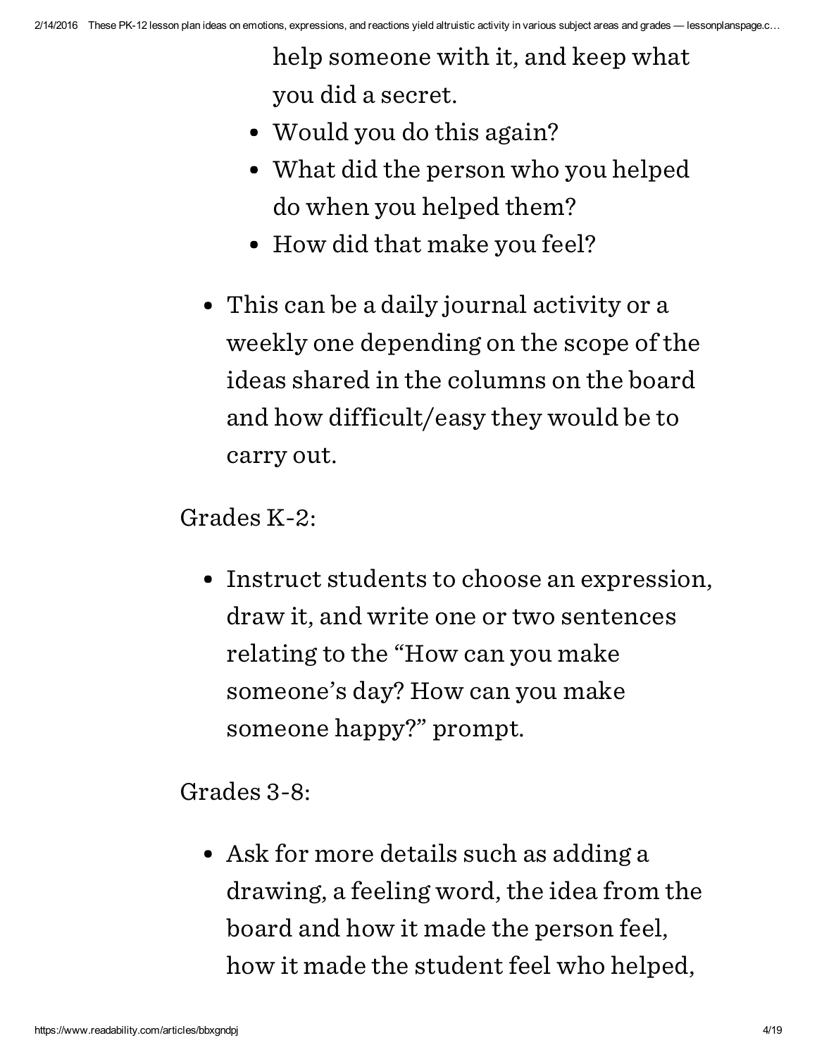help someone with it, and keep what you did a secret.

- Would you do this again?
- What did the person who you helped do when you helped them?
- How did that make you feel?

- This can be a daily journal activity or a weekly one depending on the scope of the ideas shared in the columns on the board and how difficult/easy they would be to carry out.

Grades K-2:

- Instruct students to choose an expression, draw it, and write one or two sentences relating to the "How can you make someone's day? How can you make someone happy?" prompt.

Grades 3-8:

- Ask for more details such as adding a drawing, a feeling word, the idea from the board and how it made the person feel, how it made the student feel who helped,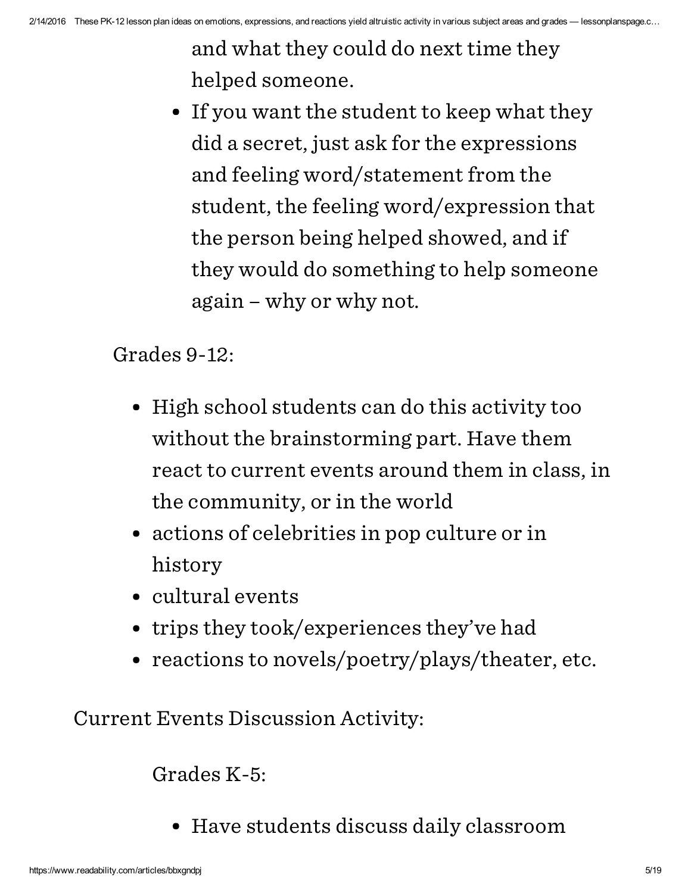and what they could do next time they helped someone.

- If you want the student to keep what they did a secret, just ask for the expressions and feeling word/statement from the student, the feeling word/expression that the person being helped showed, and if they would do something to help someone again – why or why not.

Grades 9-12:

- High school students can do this activity too without the brainstorming part. Have them react to current events around them in class, in the community, or in the world
- actions of celebrities in pop culture or in history
- cultural events
- trips they took/experiences they've had
- reactions to novels/poetry/plays/theater, etc.

Current Events Discussion Activity:

Grades K-5:

- Have students discuss daily classroom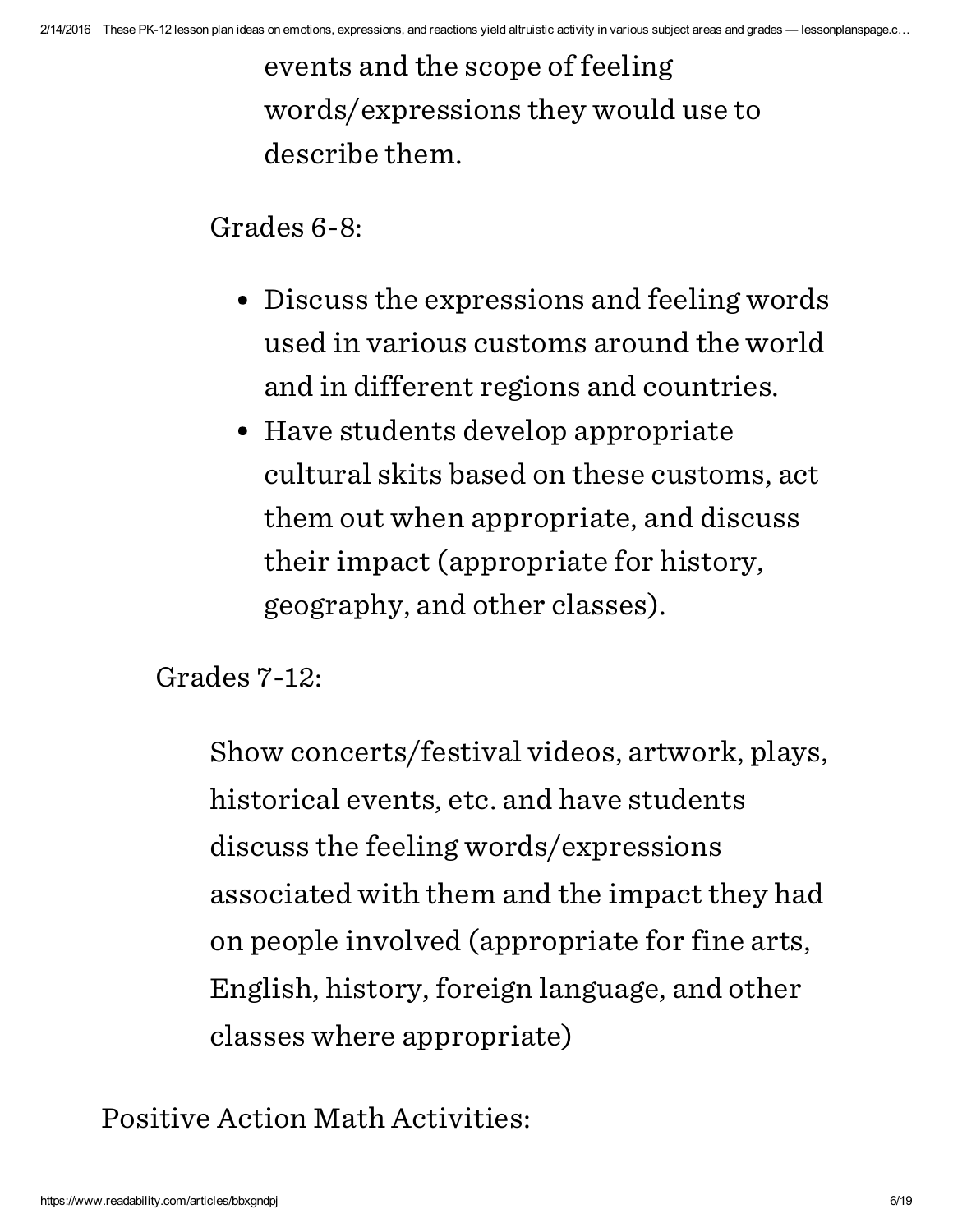events and the scope of feeling words/expressions they would use to describe them.

Grades 6-8:

- Discuss the expressions and feeling words used in various customs around the world and in different regions and countries.
- Have students develop appropriate cultural skits based on these customs, act them out when appropriate, and discuss their impact (appropriate for history, geography, and other classes).

Grades 7-12:

Show concerts/festival videos, artwork, plays, historical events, etc. and have students discuss the feeling words/expressions associated with them and the impact they had on people involved (appropriate for fine arts, English, history, foreign language, and other classes where appropriate)

Positive Action Math Activities: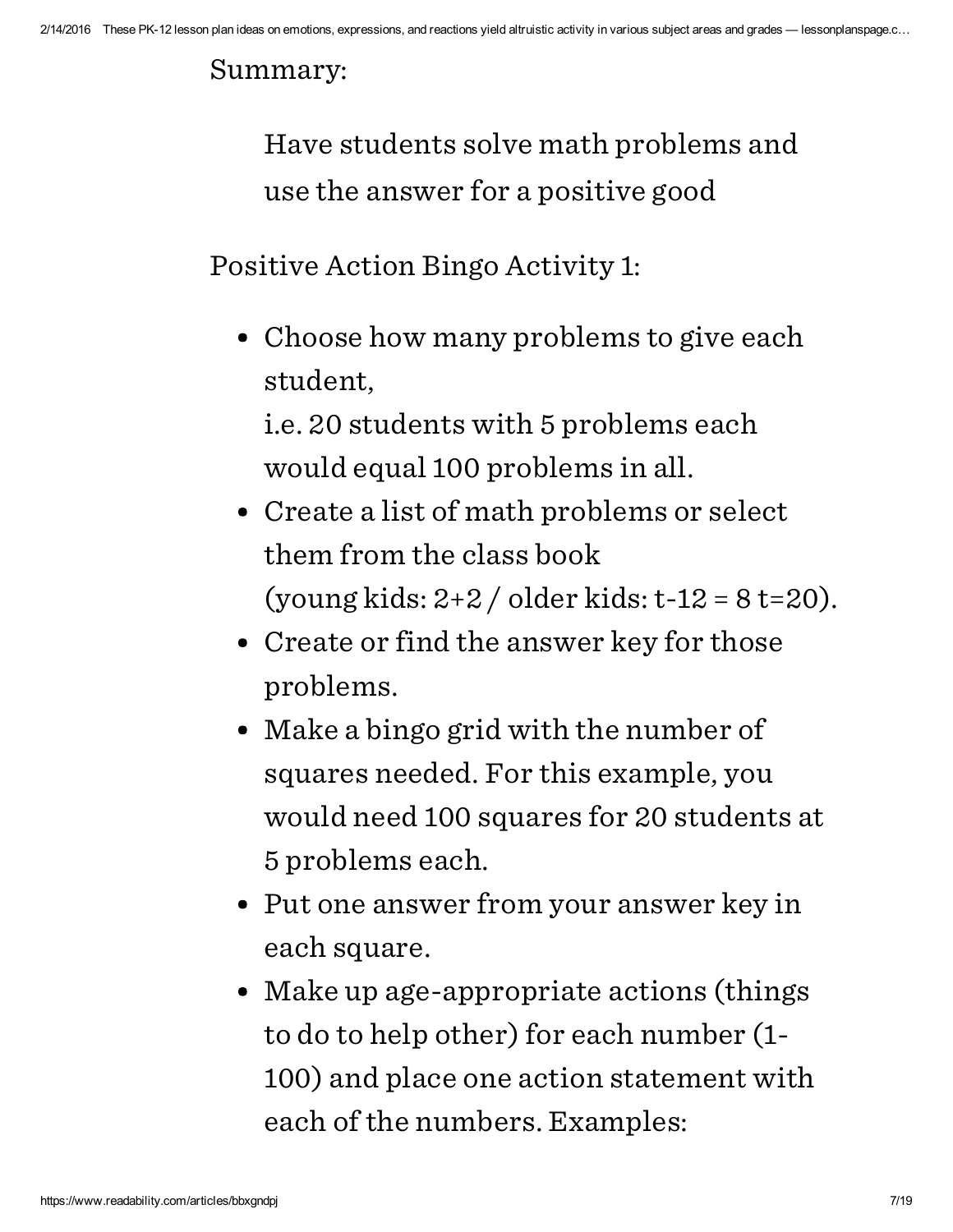Summary:

> Have students solve math problems and use the answer for a positive good

Positive Action Bingo Activity 1:

- Choose how many problems to give each student,
  i.e. 20 students with 5 problems each would equal 100 problems in all.
- Create a list of math problems or select them from the class book
  (young kids: $2+2$ / older kids: $t-12 = 8$ $t=20$).
- Create or find the answer key for those problems.
- Make a bingo grid with the number of squares needed. For this example, you would need 100 squares for 20 students at 5 problems each.
- Put one answer from your answer key in each square.
- Make up age-appropriate actions (things to do to help other) for each number (1-100) and place one action statement with each of the numbers. Examples: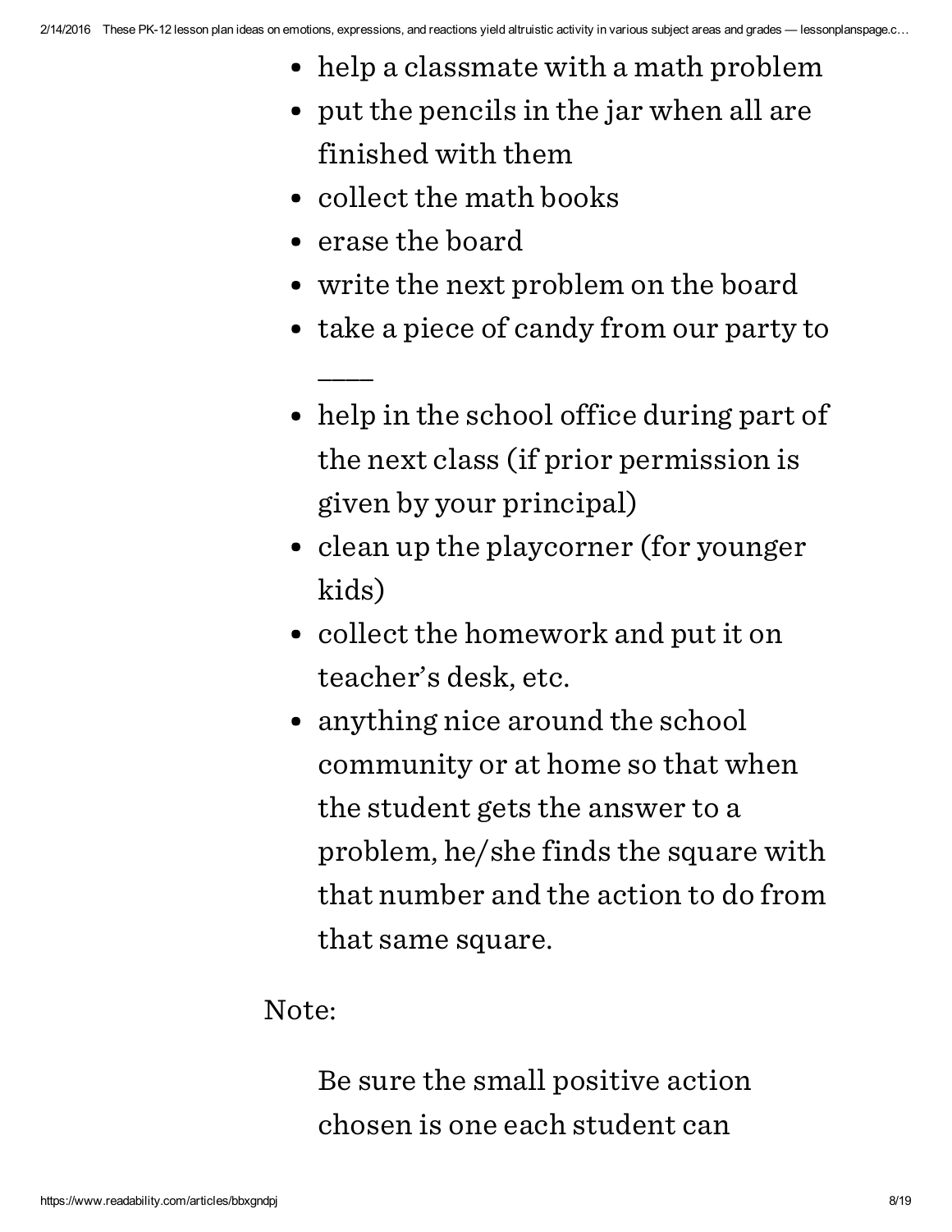- help a classmate with a math problem
- put the pencils in the jar when all are finished with them
- collect the math books
- erase the board
- write the next problem on the board
- take a piece of candy from our party to ____
- help in the school office during part of the next class (if prior permission is given by your principal)
- clean up the playcorner (for younger kids)
- collect the homework and put it on teacher's desk, etc.
- anything nice around the school community or at home so that when the student gets the answer to a problem, he/she finds the square with that number and the action to do from that same square.

Note:

> Be sure the small positive action chosen is one each student can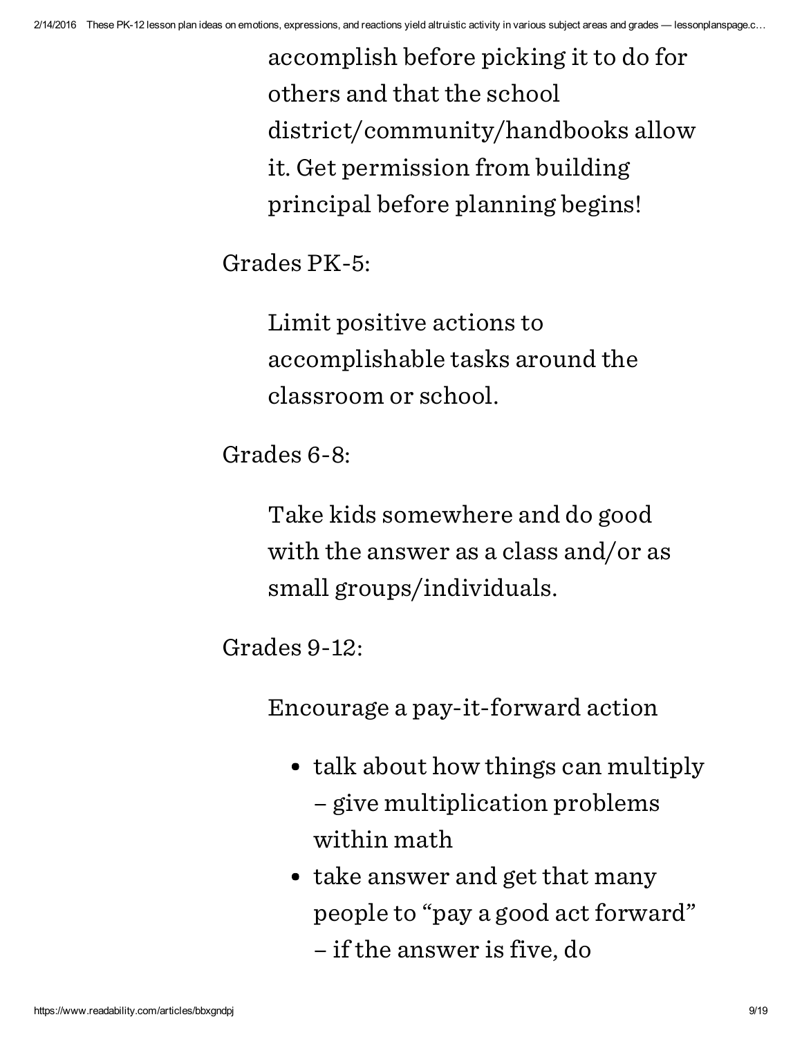accomplish before picking it to do for others and that the school district/community/handbooks allow it. Get permission from building principal before planning begins!

Grades PK-5:

Limit positive actions to accomplishable tasks around the classroom or school.

Grades 6-8:

Take kids somewhere and do good with the answer as a class and/or as small groups/individuals.

Grades 9-12:

Encourage a pay-it-forward action

- talk about how things can multiply – give multiplication problems within math
- take answer and get that many people to "pay a good act forward" – if the answer is five, do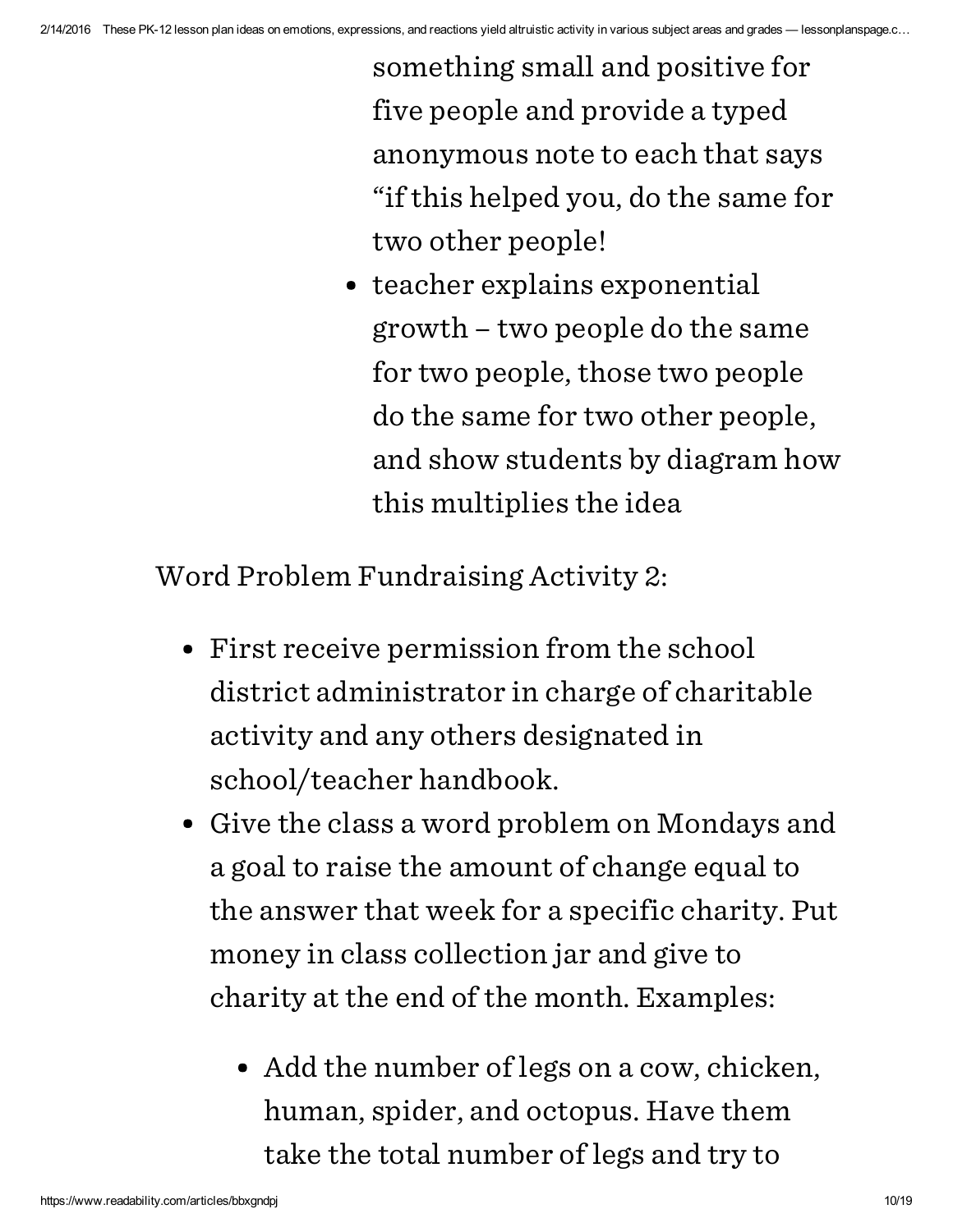something small and positive for five people and provide a typed anonymous note to each that says "if this helped you, do the same for two other people!

- teacher explains exponential growth – two people do the same for two people, those two people do the same for two other people, and show students by diagram how this multiplies the idea

Word Problem Fundraising Activity 2:

- First receive permission from the school district administrator in charge of charitable activity and any others designated in school/teacher handbook.
- Give the class a word problem on Mondays and a goal to raise the amount of change equal to the answer that week for a specific charity. Put money in class collection jar and give to charity at the end of the month. Examples:
  - Add the number of legs on a cow, chicken, human, spider, and octopus. Have them take the total number of legs and try to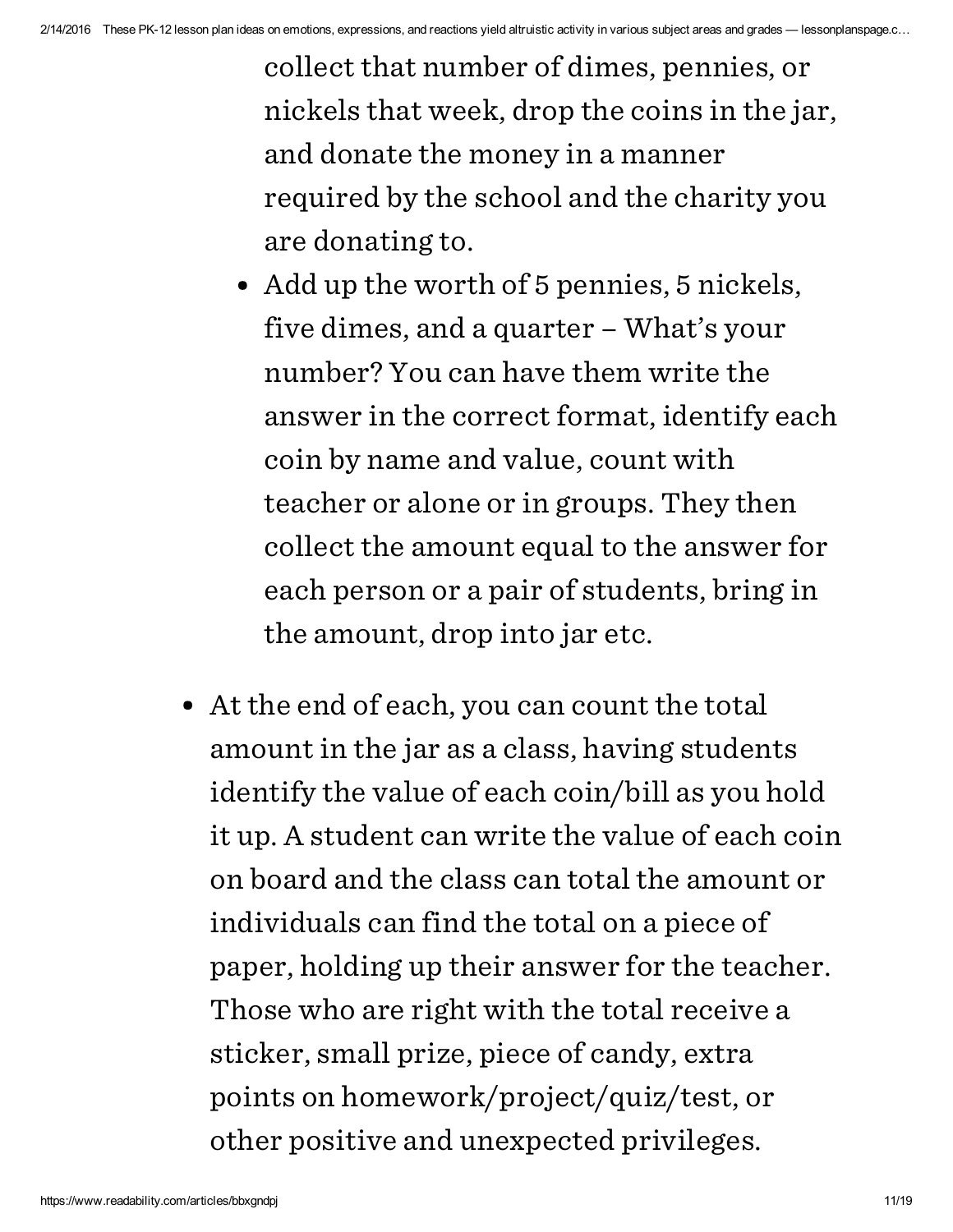collect that number of dimes, pennies, or nickels that week, drop the coins in the jar, and donate the money in a manner required by the school and the charity you are donating to.
  - Add up the worth of 5 pennies, 5 nickels, five dimes, and a quarter – What's your number? You can have them write the answer in the correct format, identify each coin by name and value, count with teacher or alone or in groups. They then collect the amount equal to the answer for each person or a pair of students, bring in the amount, drop into jar etc.

- At the end of each, you can count the total amount in the jar as a class, having students identify the value of each coin/bill as you hold it up. A student can write the value of each coin on board and the class can total the amount or individuals can find the total on a piece of paper, holding up their answer for the teacher. Those who are right with the total receive a sticker, small prize, piece of candy, extra points on homework/project/quiz/test, or other positive and unexpected privileges.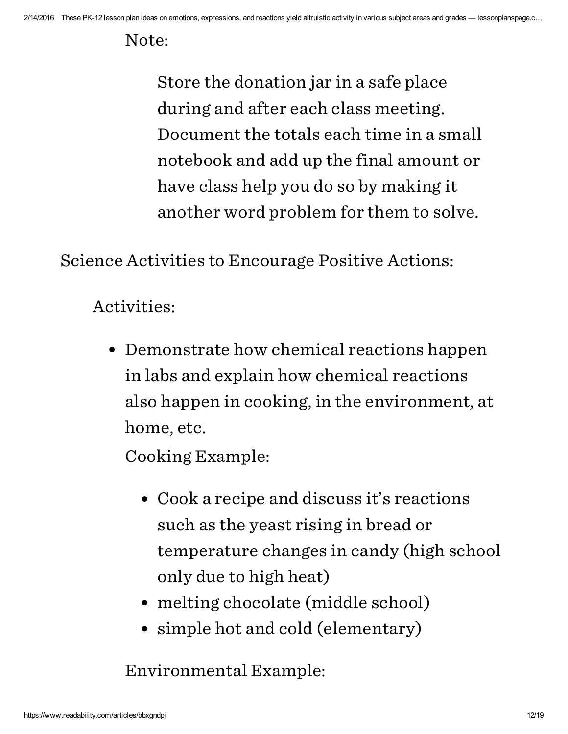Note:

> Store the donation jar in a safe place during and after each class meeting. Document the totals each time in a small notebook and add up the final amount or have class help you do so by making it another word problem for them to solve.

Science Activities to Encourage Positive Actions:

Activities:

- Demonstrate how chemical reactions happen in labs and explain how chemical reactions also happen in cooking, in the environment, at home, etc.

  Cooking Example:

  - Cook a recipe and discuss it's reactions such as the yeast rising in bread or temperature changes in candy (high school only due to high heat)
  - melting chocolate (middle school)
  - simple hot and cold (elementary)

  Environmental Example: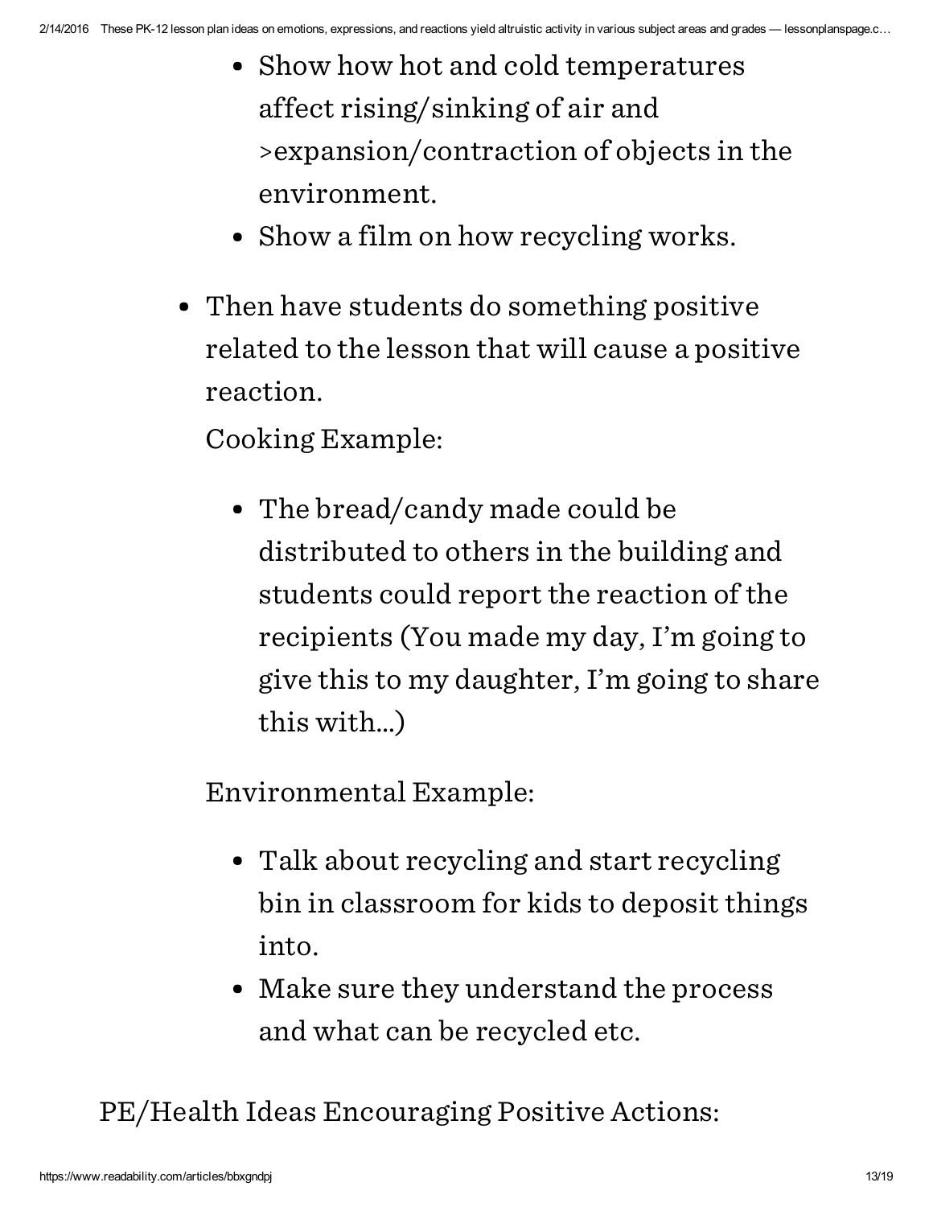- Show how hot and cold temperatures affect rising/sinking of air and >expansion/contraction of objects in the environment.
- Show a film on how recycling works.

- Then have students do something positive related to the lesson that will cause a positive reaction.

  Cooking Example:

  - The bread/candy made could be distributed to others in the building and students could report the reaction of the recipients (You made my day, I'm going to give this to my daughter, I'm going to share this with...)

  Environmental Example:

  - Talk about recycling and start recycling bin in classroom for kids to deposit things into.
  - Make sure they understand the process and what can be recycled etc.

PE/Health Ideas Encouraging Positive Actions: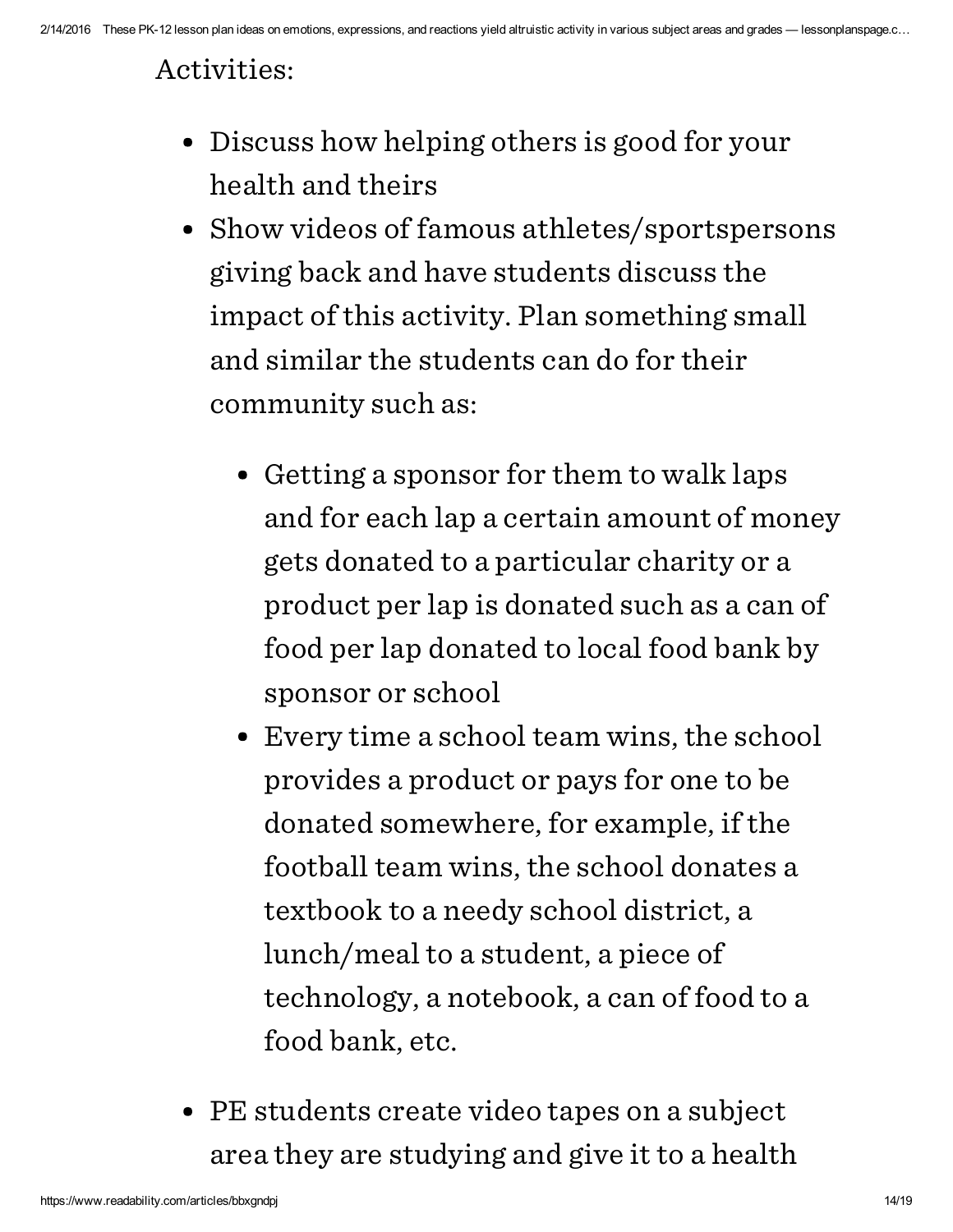Activities:

- Discuss how helping others is good for your health and theirs
- Show videos of famous athletes/sportspersons giving back and have students discuss the impact of this activity. Plan something small and similar the students can do for their community such as:
  - Getting a sponsor for them to walk laps and for each lap a certain amount of money gets donated to a particular charity or a product per lap is donated such as a can of food per lap donated to local food bank by sponsor or school
  - Every time a school team wins, the school provides a product or pays for one to be donated somewhere, for example, if the football team wins, the school donates a textbook to a needy school district, a lunch/meal to a student, a piece of technology, a notebook, a can of food to a food bank, etc.
- PE students create video tapes on a subject area they are studying and give it to a health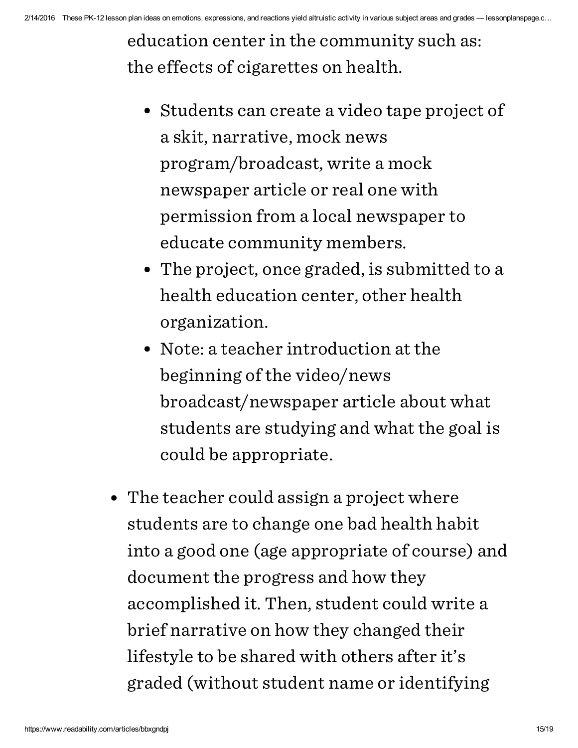education center in the community such as: the effects of cigarettes on health.

    - Students can create a video tape project of a skit, narrative, mock news program/broadcast, write a mock newspaper article or real one with permission from a local newspaper to educate community members.
    - The project, once graded, is submitted to a health education center, other health organization.
    - Note: a teacher introduction at the beginning of the video/news broadcast/newspaper article about what students are studying and what the goal is could be appropriate.

- The teacher could assign a project where students are to change one bad health habit into a good one (age appropriate of course) and document the progress and how they accomplished it. Then, student could write a brief narrative on how they changed their lifestyle to be shared with others after it's graded (without student name or identifying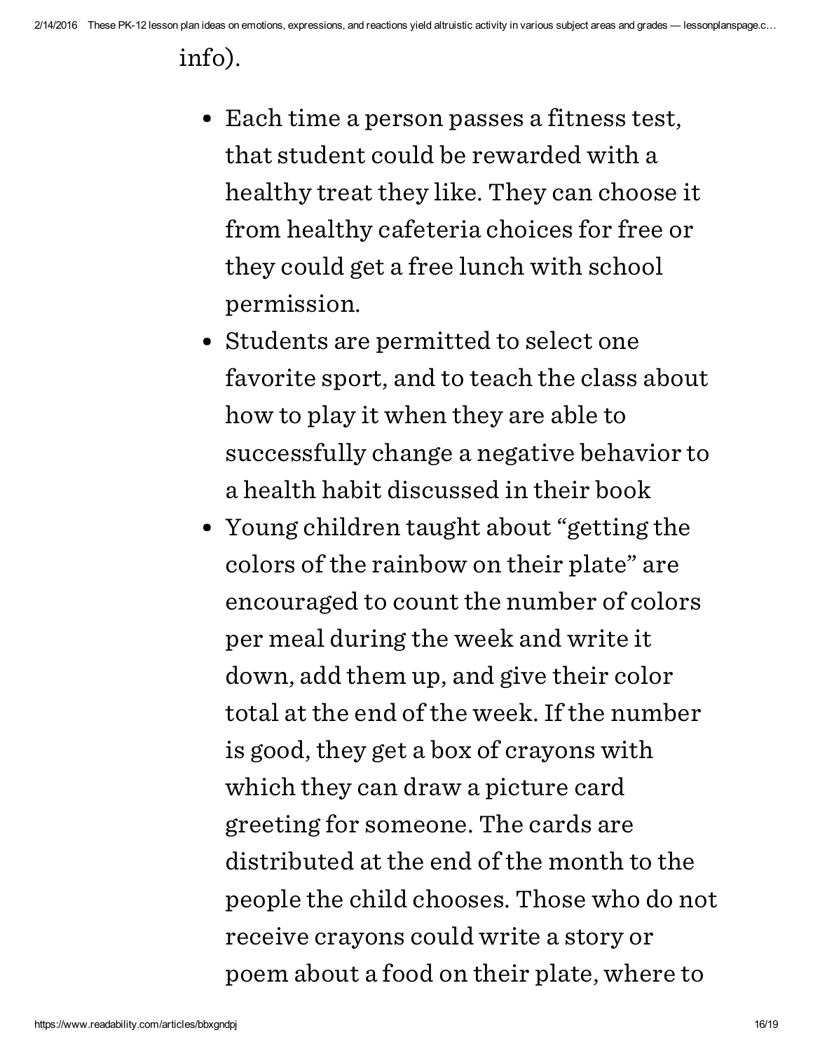info).

- Each time a person passes a fitness test, that student could be rewarded with a healthy treat they like. They can choose it from healthy cafeteria choices for free or they could get a free lunch with school permission.
- Students are permitted to select one favorite sport, and to teach the class about how to play it when they are able to successfully change a negative behavior to a health habit discussed in their book
- Young children taught about "getting the colors of the rainbow on their plate" are encouraged to count the number of colors per meal during the week and write it down, add them up, and give their color total at the end of the week. If the number is good, they get a box of crayons with which they can draw a picture card greeting for someone. The cards are distributed at the end of the month to the people the child chooses. Those who do not receive crayons could write a story or poem about a food on their plate, where to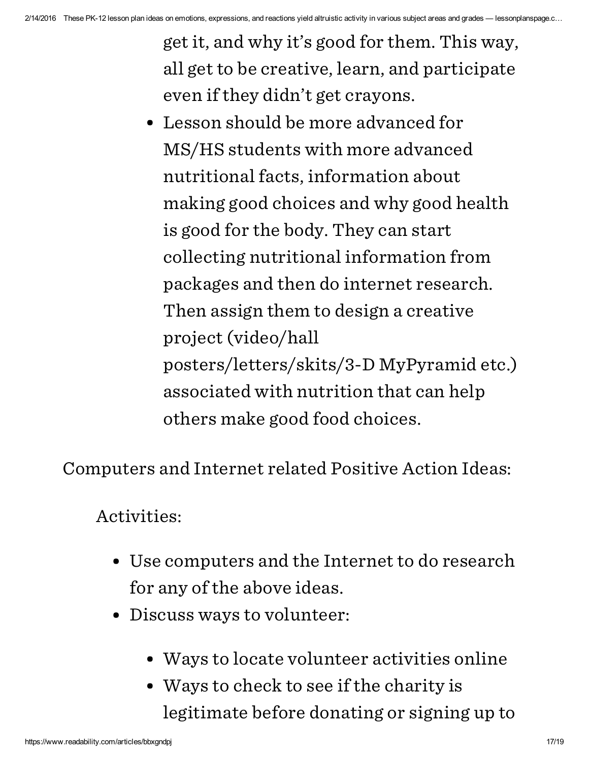get it, and why it's good for them. This way, all get to be creative, learn, and participate even if they didn't get crayons.

- Lesson should be more advanced for MS/HS students with more advanced nutritional facts, information about making good choices and why good health is good for the body. They can start collecting nutritional information from packages and then do internet research. Then assign them to design a creative project (video/hall posters/letters/skits/3-D MyPyramid etc.) associated with nutrition that can help others make good food choices.

Computers and Internet related Positive Action Ideas:

Activities:

- Use computers and the Internet to do research for any of the above ideas.
- Discuss ways to volunteer:
    - Ways to locate volunteer activities online
    - Ways to check to see if the charity is legitimate before donating or signing up to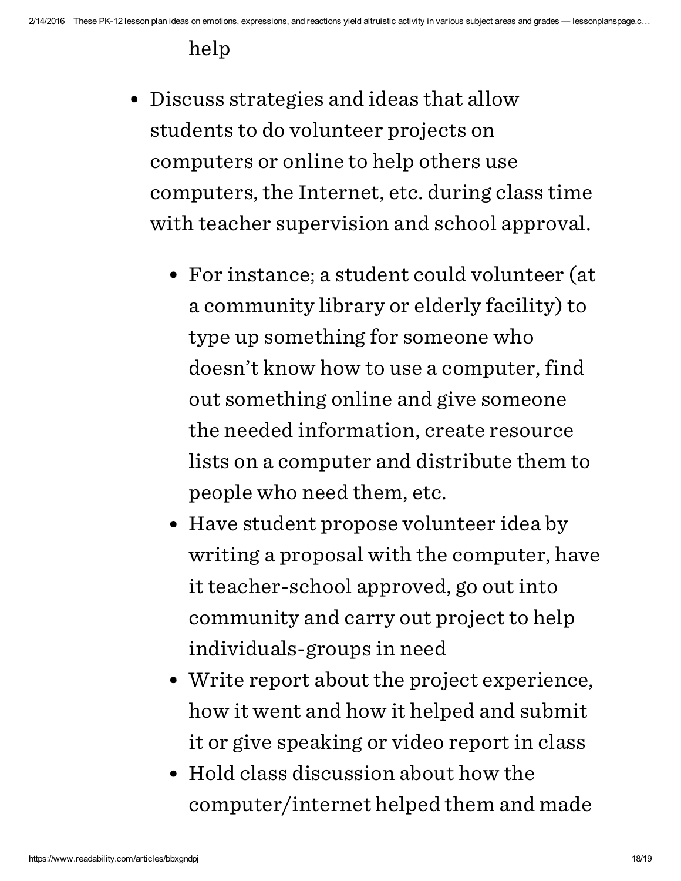help

- Discuss strategies and ideas that allow students to do volunteer projects on computers or online to help others use computers, the Internet, etc. during class time with teacher supervision and school approval.
  - For instance; a student could volunteer (at a community library or elderly facility) to type up something for someone who doesn't know how to use a computer, find out something online and give someone the needed information, create resource lists on a computer and distribute them to people who need them, etc.
  - Have student propose volunteer idea by writing a proposal with the computer, have it teacher-school approved, go out into community and carry out project to help individuals-groups in need
  - Write report about the project experience, how it went and how it helped and submit it or give speaking or video report in class
  - Hold class discussion about how the computer/internet helped them and made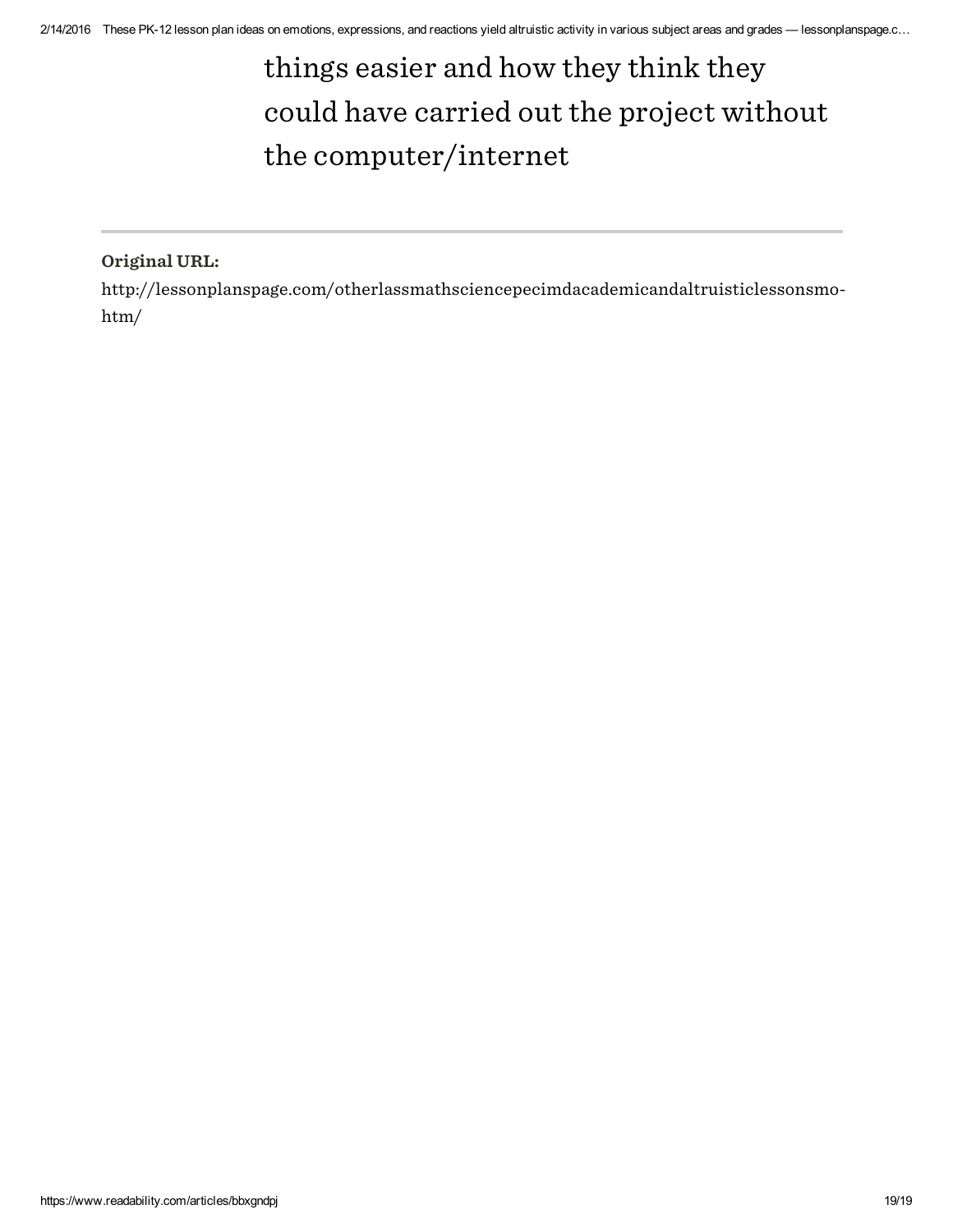things easier and how they think they could have carried out the project without the computer/internet

---

**Original URL:**

http://lessonplanspage.com/otherlassmathsciencepecimdacademicandaltruisticlessonsmo-htm/